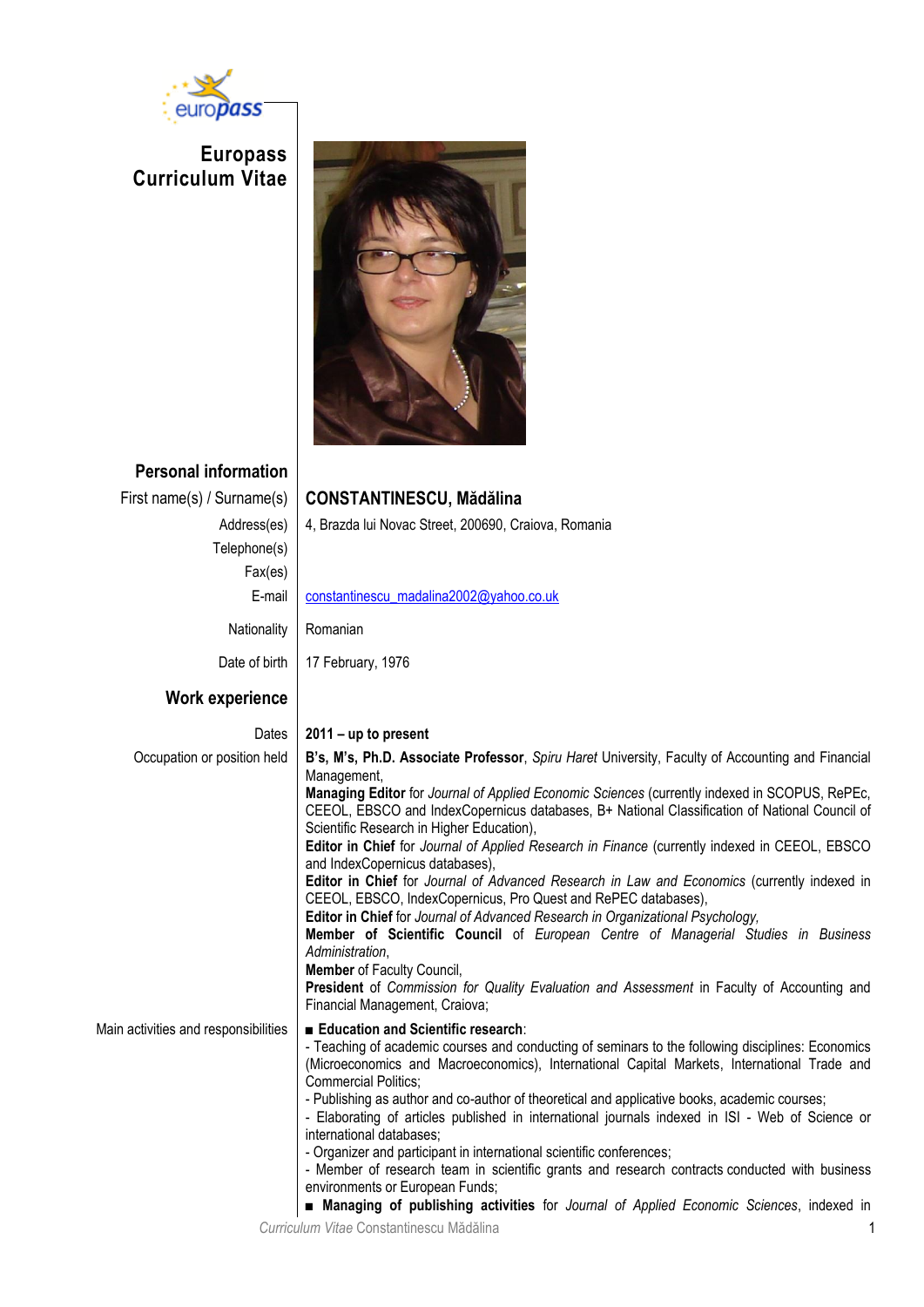# Europass Curriculum Vitae

## Personal information

| | |
|---|---|
| First name(s) / Surname(s) | **CONSTANTINESCU, Mădălina** |
| Address(es) | 4, Brazda lui Novac Street, 200690, Craiova, Romania |
| Telephone(s) | |
| Fax(es) | |
| E-mail | constantinescu_madalina2002@yahoo.co.uk |
| Nationality | Romanian |
| Date of birth | 17 February, 1976 |

## Work experience

**Dates**: **2011 – up to present**

**Occupation or position held**:

**B's, M's, Ph.D. Associate Professor**, *Spiru Haret* University, Faculty of Accounting and Financial Management,
**Managing Editor** for *Journal of Applied Economic Sciences* (currently indexed in SCOPUS, RePEc, CEEOL, EBSCO and IndexCopernicus databases, B+ National Classification of National Council of Scientific Research in Higher Education),
**Editor in Chief** for *Journal of Applied Research in Finance* (currently indexed in CEEOL, EBSCO and IndexCopernicus databases),
**Editor in Chief** for *Journal of Advanced Research in Law and Economics* (currently indexed in CEEOL, EBSCO, IndexCopernicus, Pro Quest and RePEC databases),
**Editor in Chief** for *Journal of Advanced Research in Organizational Psychology,*
**Member of Scientific Council** of *European Centre of Managerial Studies in Business Administration*,
**Member** of Faculty Council,
**President** of *Commission for Quality Evaluation and Assessment* in Faculty of Accounting and Financial Management, Craiova;

**Main activities and responsibilities**:

■ **Education and Scientific research**:
- Teaching of academic courses and conducting of seminars to the following disciplines: Economics (Microeconomics and Macroeconomics), International Capital Markets, International Trade and Commercial Politics;
- Publishing as author and co-author of theoretical and applicative books, academic courses;
- Elaborating of articles published in international journals indexed in ISI - Web of Science or international databases;
- Organizer and participant in international scientific conferences;
- Member of research team in scientific grants and research contracts conducted with business environments or European Funds;

■ **Managing of publishing activities** for *Journal of Applied Economic Sciences*, indexed in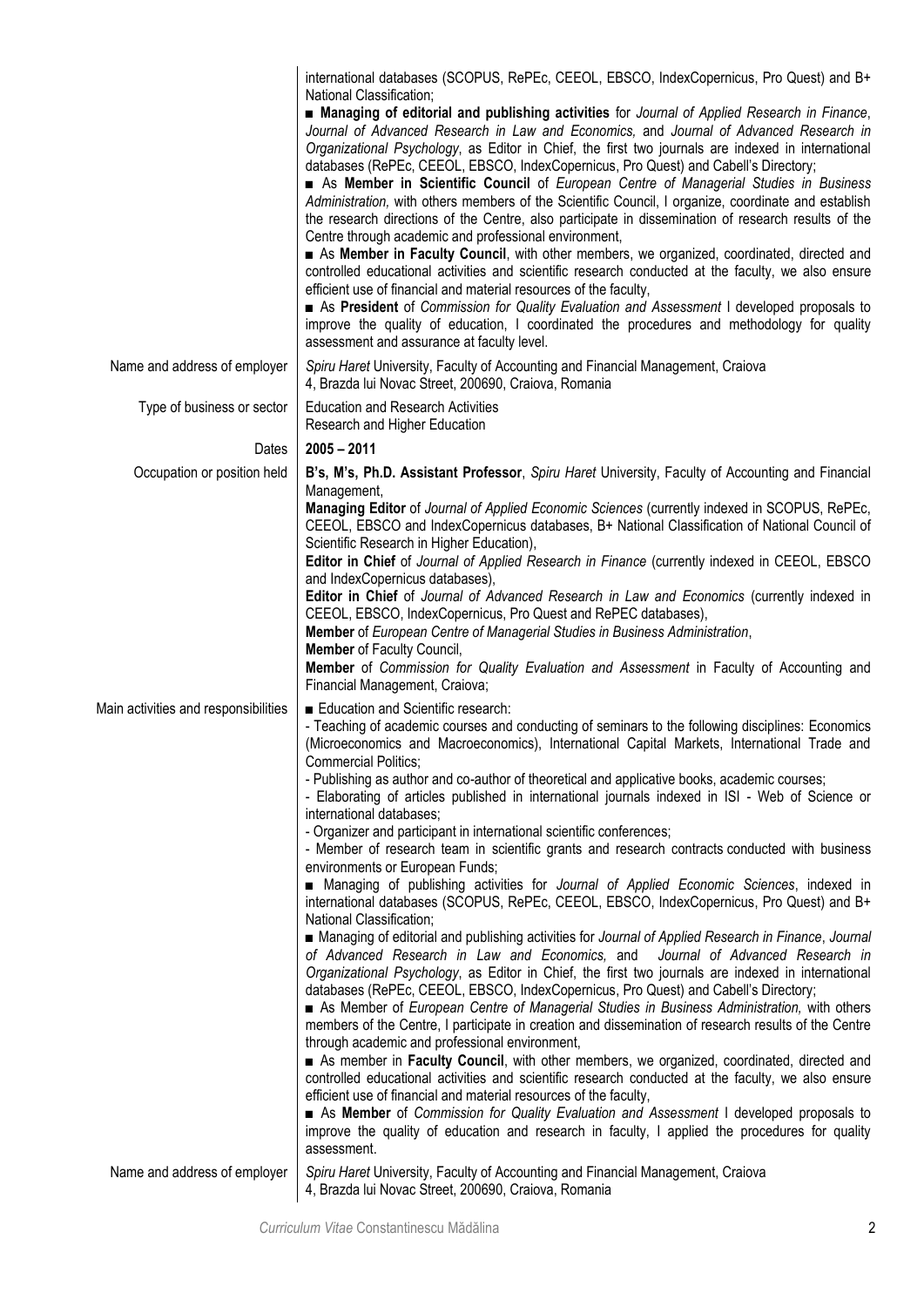| | |
|---|---|
| | international databases (SCOPUS, RePEc, CEEOL, EBSCO, IndexCopernicus, Pro Quest) and B+ National Classification;<br>■ **Managing of editorial and publishing activities** for *Journal of Applied Research in Finance*, *Journal of Advanced Research in Law and Economics,* and *Journal of Advanced Research in Organizational Psychology*, as Editor in Chief, the first two journals are indexed in international databases (RePEc, CEEOL, EBSCO, IndexCopernicus, Pro Quest) and Cabell's Directory;<br>■ As **Member in Scientific Council** of *European Centre of Managerial Studies in Business Administration,* with others members of the Scientific Council, I organize, coordinate and establish the research directions of the Centre, also participate in dissemination of research results of the Centre through academic and professional environment,<br>■ As **Member in Faculty Council**, with other members, we organized, coordinated, directed and controlled educational activities and scientific research conducted at the faculty, we also ensure efficient use of financial and material resources of the faculty,<br>■ As **President** of *Commission for Quality Evaluation and Assessment* I developed proposals to improve the quality of education, I coordinated the procedures and methodology for quality assessment and assurance at faculty level. |
| Name and address of employer | *Spiru Haret* University, Faculty of Accounting and Financial Management, Craiova<br>4, Brazda lui Novac Street, 200690, Craiova, Romania |
| Type of business or sector | Education and Research Activities<br>Research and Higher Education |
| Dates | **2005 – 2011** |
| Occupation or position held | **B's, M's, Ph.D. Assistant Professor**, *Spiru Haret* University, Faculty of Accounting and Financial Management,<br>**Managing Editor** of *Journal of Applied Economic Sciences* (currently indexed in SCOPUS, RePEc, CEEOL, EBSCO and IndexCopernicus databases, B+ National Classification of National Council of Scientific Research in Higher Education),<br>**Editor in Chief** of *Journal of Applied Research in Finance* (currently indexed in CEEOL, EBSCO and IndexCopernicus databases),<br>**Editor in Chief** of *Journal of Advanced Research in Law and Economics* (currently indexed in CEEOL, EBSCO, IndexCopernicus, Pro Quest and RePEC databases),<br>**Member** of *European Centre of Managerial Studies in Business Administration*,<br>**Member** of Faculty Council,<br>**Member** of *Commission for Quality Evaluation and Assessment* in Faculty of Accounting and Financial Management, Craiova; |
| Main activities and responsibilities | ■ Education and Scientific research:<br>- Teaching of academic courses and conducting of seminars to the following disciplines: Economics (Microeconomics and Macroeconomics), International Capital Markets, International Trade and Commercial Politics;<br>- Publishing as author and co-author of theoretical and applicative books, academic courses;<br>- Elaborating of articles published in international journals indexed in ISI - Web of Science or international databases;<br>- Organizer and participant in international scientific conferences;<br>- Member of research team in scientific grants and research contracts conducted with business environments or European Funds;<br>■ Managing of publishing activities for *Journal of Applied Economic Sciences*, indexed in international databases (SCOPUS, RePEc, CEEOL, EBSCO, IndexCopernicus, Pro Quest) and B+ National Classification;<br>■ Managing of editorial and publishing activities for *Journal of Applied Research in Finance*, *Journal of Advanced Research in Law and Economics,* and *Journal of Advanced Research in Organizational Psychology*, as Editor in Chief, the first two journals are indexed in international databases (RePEc, CEEOL, EBSCO, IndexCopernicus, Pro Quest) and Cabell's Directory;<br>■ As Member of *European Centre of Managerial Studies in Business Administration,* with others members of the Centre, I participate in creation and dissemination of research results of the Centre through academic and professional environment,<br>■ As member in **Faculty Council**, with other members, we organized, coordinated, directed and controlled educational activities and scientific research conducted at the faculty, we also ensure efficient use of financial and material resources of the faculty,<br>■ As **Member** of *Commission for Quality Evaluation and Assessment* I developed proposals to improve the quality of education and research in faculty, I applied the procedures for quality assessment. |
| Name and address of employer | *Spiru Haret* University, Faculty of Accounting and Financial Management, Craiova<br>4, Brazda lui Novac Street, 200690, Craiova, Romania |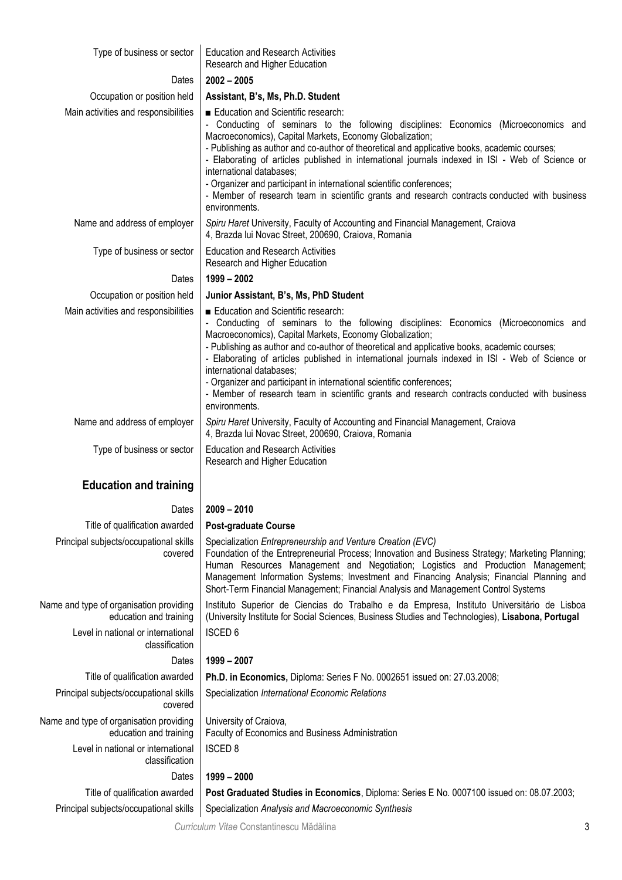| | |
|---|---|
| Type of business or sector | Education and Research Activities<br>Research and Higher Education |
| Dates | **2002 – 2005** |
| Occupation or position held | **Assistant, B's, Ms, Ph.D. Student** |
| Main activities and responsibilities | ■ Education and Scientific research:<br>- Conducting of seminars to the following disciplines: Economics (Microeconomics and Macroeconomics), Capital Markets, Economy Globalization;<br>- Publishing as author and co-author of theoretical and applicative books, academic courses;<br>- Elaborating of articles published in international journals indexed in ISI - Web of Science or international databases;<br>- Organizer and participant in international scientific conferences;<br>- Member of research team in scientific grants and research contracts conducted with business environments. |
| Name and address of employer | *Spiru Haret* University, Faculty of Accounting and Financial Management, Craiova<br>4, Brazda lui Novac Street, 200690, Craiova, Romania |
| Type of business or sector | Education and Research Activities<br>Research and Higher Education |
| Dates | **1999 – 2002** |
| Occupation or position held | **Junior Assistant, B's, Ms, PhD Student** |
| Main activities and responsibilities | ■ Education and Scientific research:<br>- Conducting of seminars to the following disciplines: Economics (Microeconomics and Macroeconomics), Capital Markets, Economy Globalization;<br>- Publishing as author and co-author of theoretical and applicative books, academic courses;<br>- Elaborating of articles published in international journals indexed in ISI - Web of Science or international databases;<br>- Organizer and participant in international scientific conferences;<br>- Member of research team in scientific grants and research contracts conducted with business environments. |
| Name and address of employer | *Spiru Haret* University, Faculty of Accounting and Financial Management, Craiova<br>4, Brazda lui Novac Street, 200690, Craiova, Romania |
| Type of business or sector | Education and Research Activities<br>Research and Higher Education |

## Education and training

| | |
|---|---|
| Dates | **2009 – 2010** |
| Title of qualification awarded | **Post-graduate Course** |
| Principal subjects/occupational skills covered | Specialization *Entrepreneurship and Venture Creation (EVC)*<br>Foundation of the Entrepreneurial Process; Innovation and Business Strategy; Marketing Planning; Human Resources Management and Negotiation; Logistics and Production Management; Management Information Systems; Investment and Financing Analysis; Financial Planning and Short-Term Financial Management; Financial Analysis and Management Control Systems |
| Name and type of organisation providing education and training | Instituto Superior de Ciencias do Trabalho e da Empresa, Instituto Universitário de Lisboa (University Institute for Social Sciences, Business Studies and Technologies), **Lisabona, Portugal** |
| Level in national or international classification | ISCED 6 |
| Dates | **1999 – 2007** |
| Title of qualification awarded | **Ph.D. in Economics,** Diploma: Series F No. 0002651 issued on: 27.03.2008; |
| Principal subjects/occupational skills covered | Specialization *International Economic Relations* |
| Name and type of organisation providing education and training | University of Craiova,<br>Faculty of Economics and Business Administration |
| Level in national or international classification | ISCED 8 |
| Dates | **1999 – 2000** |
| Title of qualification awarded | **Post Graduated Studies in Economics**, Diploma: Series E No. 0007100 issued on: 08.07.2003; |
| Principal subjects/occupational skills | Specialization *Analysis and Macroeconomic Synthesis* |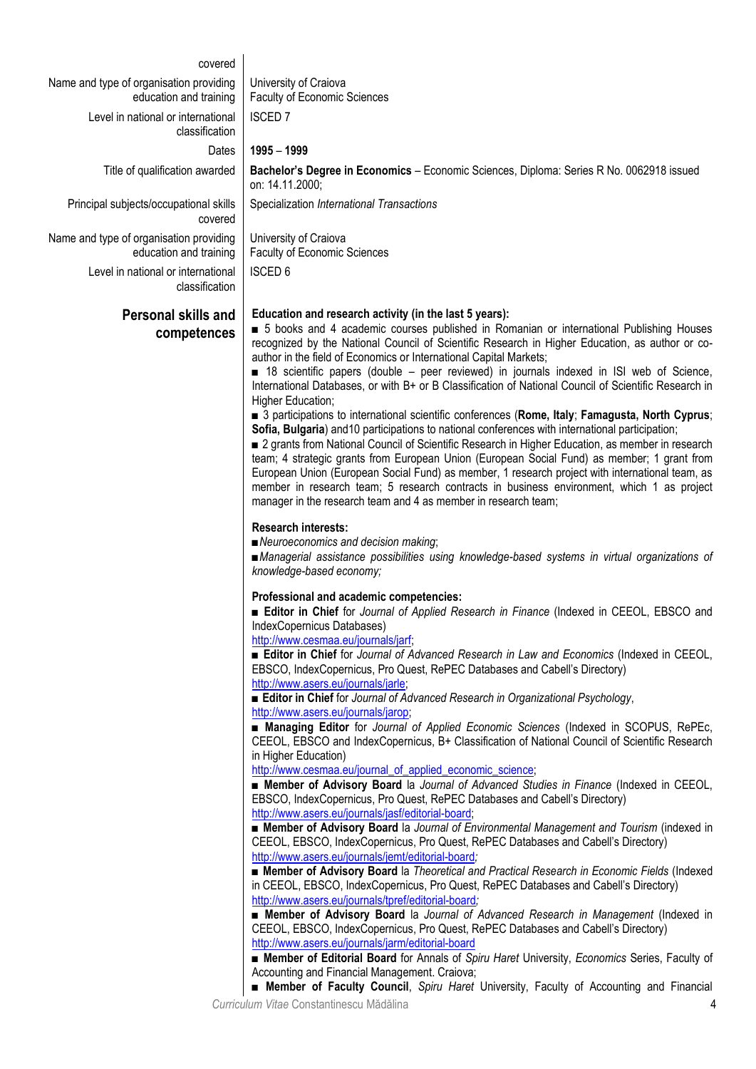| | |
|---|---|
| covered | |
| Name and type of organisation providing education and training | University of Craiova<br>Faculty of Economic Sciences |
| Level in national or international classification | ISCED 7 |
| Dates | **1995 – 1999** |
| Title of qualification awarded | **Bachelor's Degree in Economics** – Economic Sciences, Diploma: Series R No. 0062918 issued on: 14.11.2000; |
| Principal subjects/occupational skills covered | Specialization *International Transactions* |
| Name and type of organisation providing education and training | University of Craiova<br>Faculty of Economic Sciences |
| Level in national or international classification | ISCED 6 |

## Personal skills and competences

**Education and research activity (in the last 5 years):**

■ 5 books and 4 academic courses published in Romanian or international Publishing Houses recognized by the National Council of Scientific Research in Higher Education, as author or co-author in the field of Economics or International Capital Markets;

■ 18 scientific papers (double – peer reviewed) in journals indexed in ISI web of Science, International Databases, or with B+ or B Classification of National Council of Scientific Research in Higher Education;

■ 3 participations to international scientific conferences (**Rome, Italy**; **Famagusta, North Cyprus**; **Sofia, Bulgaria**) and10 participations to national conferences with international participation;

■ 2 grants from National Council of Scientific Research in Higher Education, as member in research team; 4 strategic grants from European Union (European Social Fund) as member; 1 grant from European Union (European Social Fund) as member, 1 research project with international team, as member in research team; 5 research contracts in business environment, which 1 as project manager in the research team and 4 as member in research team;

**Research interests:**

■ *Neuroeconomics and decision making*;

■ *Managerial assistance possibilities using knowledge-based systems in virtual organizations of knowledge-based economy;*

**Professional and academic competencies:**

■ **Editor in Chief** for *Journal of Applied Research in Finance* (Indexed in CEEOL, EBSCO and IndexCopernicus Databases)
http://www.cesmaa.eu/journals/jarf;

■ **Editor in Chief** for *Journal of Advanced Research in Law and Economics* (Indexed in CEEOL, EBSCO, IndexCopernicus, Pro Quest, RePEC Databases and Cabell's Directory)
http://www.asers.eu/journals/jarle;

■ **Editor in Chief** for *Journal of Advanced Research in Organizational Psychology*,
http://www.asers.eu/journals/jarop;

■ **Managing Editor** for *Journal of Applied Economic Sciences* (Indexed in SCOPUS, RePEc, CEEOL, EBSCO and IndexCopernicus, B+ Classification of National Council of Scientific Research in Higher Education)
http://www.cesmaa.eu/journal_of_applied_economic_science;

■ **Member of Advisory Board** la *Journal of Advanced Studies in Finance* (Indexed in CEEOL, EBSCO, IndexCopernicus, Pro Quest, RePEC Databases and Cabell's Directory)
http://www.asers.eu/journals/jasf/editorial-board;

■ **Member of Advisory Board** la *Journal of Environmental Management and Tourism* (indexed in CEEOL, EBSCO, IndexCopernicus, Pro Quest, RePEC Databases and Cabell's Directory)
http://www.asers.eu/journals/jemt/editorial-board;

■ **Member of Advisory Board** la *Theoretical and Practical Research in Economic Fields* (Indexed in CEEOL, EBSCO, IndexCopernicus, Pro Quest, RePEC Databases and Cabell's Directory)
http://www.asers.eu/journals/tpref/editorial-board;

■ **Member of Advisory Board** la *Journal of Advanced Research in Management* (Indexed in CEEOL, EBSCO, IndexCopernicus, Pro Quest, RePEC Databases and Cabell's Directory)
http://www.asers.eu/journals/jarm/editorial-board

■ **Member of Editorial Board** for Annals of *Spiru Haret* University, *Economics* Series, Faculty of Accounting and Financial Management. Craiova;

■ **Member of Faculty Council**, *Spiru Haret* University, Faculty of Accounting and Financial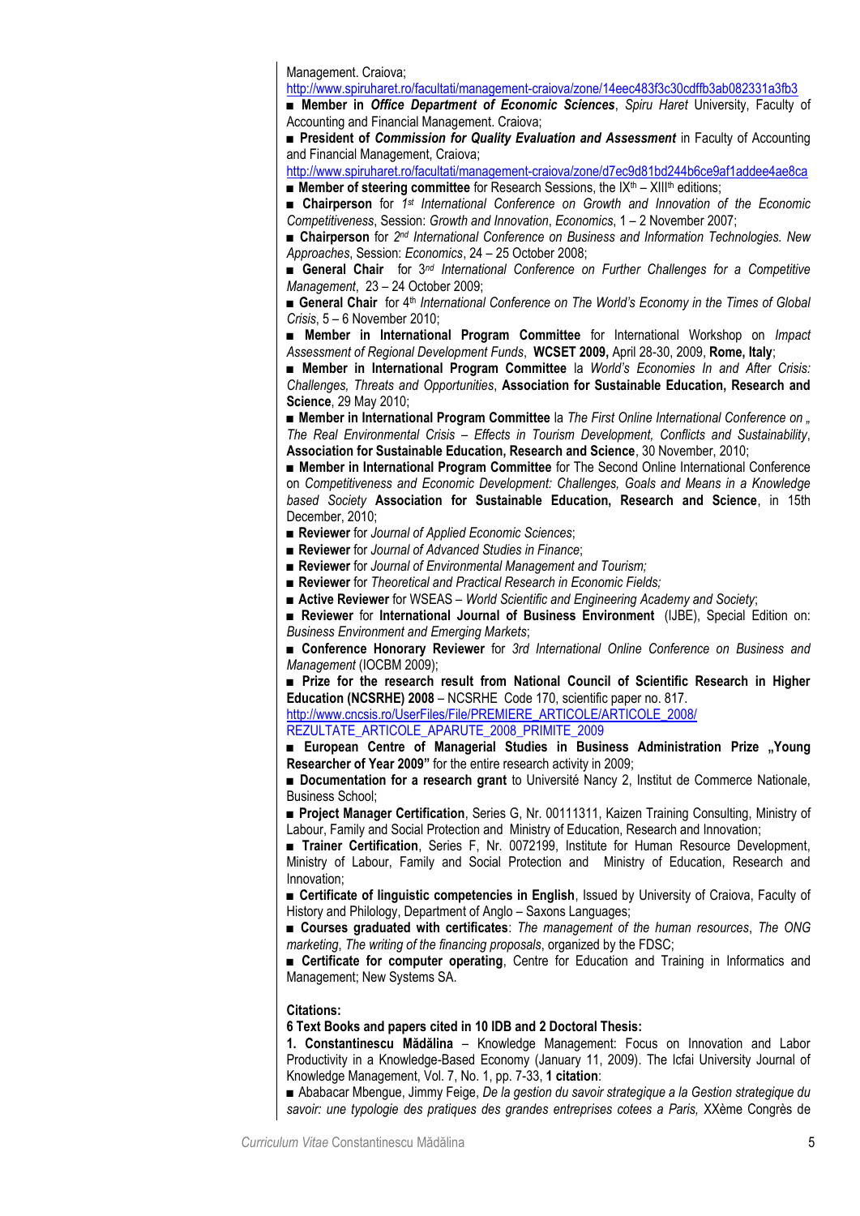Management. Craiova;

http://www.spiruharet.ro/facultati/management-craiova/zone/14eec483f3c30cdffb3ab082331a3fb3

■ **Member in** ***Office Department of Economic Sciences***, *Spiru Haret* University, Faculty of Accounting and Financial Management. Craiova;

■ **President of** ***Commission for Quality Evaluation and Assessment*** in Faculty of Accounting and Financial Management, Craiova;

http://www.spiruharet.ro/facultati/management-craiova/zone/d7ec9d81bd244b6ce9af1addee4ae8ca

■ **Member of steering committee** for Research Sessions, the IX[th] – XIII[th] editions;

■ **Chairperson** for *1st International Conference on Growth and Innovation of the Economic Competitiveness*, Session: *Growth and Innovation*, *Economics*, 1 – 2 November 2007;

■ **Chairperson** for *2nd International Conference on Business and Information Technologies. New Approaches*, Session: *Economics*, 24 – 25 October 2008;

■ **General Chair** for 3*rd International Conference on Further Challenges for a Competitive Management*, 23 – 24 October 2009;

■ **General Chair** for 4[th] *International Conference on The World's Economy in the Times of Global Crisis*, 5 – 6 November 2010;

■ **Member in International Program Committee** for International Workshop on *Impact Assessment of Regional Development Funds*, **WCSET 2009,** April 28-30, 2009, **Rome, Italy**;

■ **Member in International Program Committee** la *World's Economies In and After Crisis: Challenges, Threats and Opportunities*, **Association for Sustainable Education, Research and Science**, 29 May 2010;

■ **Member in International Program Committee** la *The First Online International Conference on „ The Real Environmental Crisis – Effects in Tourism Development, Conflicts and Sustainability*, **Association for Sustainable Education, Research and Science**, 30 November, 2010;

■ **Member in International Program Committee** for The Second Online International Conference on *Competitiveness and Economic Development: Challenges, Goals and Means in a Knowledge based Society* **Association for Sustainable Education, Research and Science**, in 15th December, 2010;

■ **Reviewer** for *Journal of Applied Economic Sciences*;

■ **Reviewer** for *Journal of Advanced Studies in Finance*;

■ **Reviewer** for *Journal of Environmental Management and Tourism;*

■ **Reviewer** for *Theoretical and Practical Research in Economic Fields;*

■ **Active Reviewer** for WSEAS – *World Scientific and Engineering Academy and Society*;

■ **Reviewer** for **International Journal of Business Environment** (IJBE), Special Edition on: *Business Environment and Emerging Markets*;

■ **Conference Honorary Reviewer** for *3rd International Online Conference on Business and Management* (IOCBM 2009);

■ **Prize for the research result from National Council of Scientific Research in Higher Education (NCSRHE) 2008** – NCSRHE Code 170, scientific paper no. 817.

http://www.cncsis.ro/UserFiles/File/PREMIERE_ARTICOLE/ARTICOLE_2008/REZULTATE_ARTICOLE_APARUTE_2008_PRIMITE_2009

■ **European Centre of Managerial Studies in Business Administration Prize „Young Researcher of Year 2009"** for the entire research activity in 2009;

■ **Documentation for a research grant** to Université Nancy 2, Institut de Commerce Nationale, Business School;

■ **Project Manager Certification**, Series G, Nr. 00111311, Kaizen Training Consulting, Ministry of Labour, Family and Social Protection and Ministry of Education, Research and Innovation;

■ **Trainer Certification**, Series F, Nr. 0072199, Institute for Human Resource Development, Ministry of Labour, Family and Social Protection and Ministry of Education, Research and Innovation;

■ **Certificate of linguistic competencies in English**, Issued by University of Craiova, Faculty of History and Philology, Department of Anglo – Saxons Languages;

■ **Courses graduated with certificates**: *The management of the human resources*, *The ONG marketing*, *The writing of the financing proposals*, organized by the FDSC;

■ **Certificate for computer operating**, Centre for Education and Training in Informatics and Management; New Systems SA.

**Citations:**

**6 Text Books and papers cited in 10 IDB and 2 Doctoral Thesis:**

**1. Constantinescu Mădălina** – Knowledge Management: Focus on Innovation and Labor Productivity in a Knowledge-Based Economy (January 11, 2009). The Icfai University Journal of Knowledge Management, Vol. 7, No. 1, pp. 7-33, **1 citation**:

■ Ababacar Mbengue, Jimmy Feige, *De la gestion du savoir strategique a la Gestion strategique du savoir: une typologie des pratiques des grandes entreprises cotees a Paris,* XXème Congrès de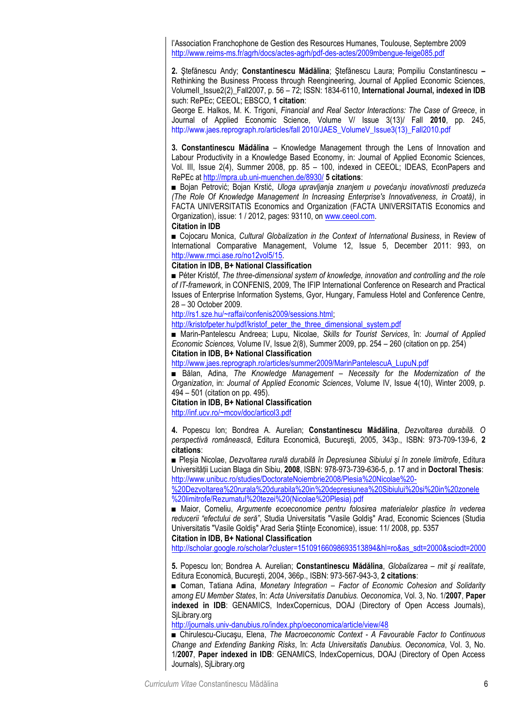l'Association Franchophone de Gestion des Resources Humanes, Toulouse, Septembre 2009
http://www.reims-ms.fr/agrh/docs/actes-agrh/pdf-des-actes/2009mbengue-feige085.pdf

**2.** Ştefănescu Andy; **Constantinescu Mădălina**; Ştefănescu Laura; Pompiliu Constantinescu **–** Rethinking the Business Process through Reengineering, Journal of Applied Economic Sciences, VolumeII_Issue2(2)_Fall2007, p. 56 – 72; ISSN: 1834-6110, **International Journal, indexed in IDB** such: RePEc; CEEOL; EBSCO, **1 citation**:

George E. Halkos, M. K. Trigoni, *Financial and Real Sector Interactions: The Case of Greece*, in Journal of Applied Economic Science, Volume V/ Issue 3(13)/ Fall **2010**, pp. 245, http://www.jaes.reprograph.ro/articles/fall 2010/JAES_VolumeV_Issue3(13)_Fall2010.pdf

**3. Constantinescu Mădălina** – Knowledge Management through the Lens of Innovation and Labour Productivity in a Knowledge Based Economy, in: Journal of Applied Economic Sciences, Vol. III, Issue 2(4), Summer 2008, pp. 85 – 100, indexed in CEEOL; IDEAS, EconPapers and RePEc at http://mpra.ub.uni-muenchen.de/8930/ **5 citations**:

■ Bojan Petrović; Bojan Krstić, *Uloga upravljanja znanjem u povećanju inovativnosti preduzeća (The Role Of Knowledge Management In Increasing Enterprise's Innovativeness, in Croată)*, in FACTA UNIVERSITATIS Economics and Organization (FACTA UNIVERSITATIS Economics and Organization), issue: 1 / 2012, pages: 93110, on www.ceeol.com.

**Citation in IDB**

■ Cojocaru Monica, *Cultural Globalization in the Context of International Business*, in Review of International Comparative Management, Volume 12, Issue 5, December 2011: 993, on http://www.rmci.ase.ro/no12vol5/15.

**Citation in IDB, B+ National Classification**

■ Péter Kristóf, *The three-dimensional system of knowledge, innovation and controlling and the role of IT-framework*, in CONFENIS, 2009, The IFIP International Conference on Research and Practical Issues of Enterprise Information Systems, Gyor, Hungary, Famuless Hotel and Conference Centre, 28 – 30 October 2009.

http://rs1.sze.hu/~raffai/confenis2009/sessions.html;
http://kristofpeter.hu/pdf/kristof_peter_the_three_dimensional_system.pdf

■ Marin-Pantelescu Andreea; Lupu, Nicolae, *Skills for Tourist Services*, în: *Journal of Applied Economic Sciences,* Volume IV, Issue 2(8), Summer 2009, pp. 254 – 260 (citation on pp. 254)

**Citation in IDB, B+ National Classification**

http://www.jaes.reprograph.ro/articles/summer2009/MarinPantelescuA_LupuN.pdf

■ Bălan, Adina, *The Knowledge Management – Necessity for the Modernization of the Organization*, in: *Journal of Applied Economic Sciences*, Volume IV, Issue 4(10), Winter 2009, p. 494 – 501 (citation on pp. 495).

**Citation in IDB, B+ National Classification**

http://inf.ucv.ro/~mcov/doc/articol3.pdf

**4.** Popescu Ion; Bondrea A. Aurelian; **Constantinescu Mădălina**, *Dezvoltarea durabilă. O perspectivă românească*, Editura Economică, Bucureşti, 2005, 343p., ISBN: 973-709-139-6, **2 citations**:

■ Pleşia Nicolae, *Dezvoltarea rurală durabilă în Depresiunea Sibiului şi în zonele limitrofe*, Editura Universităţii Lucian Blaga din Sibiu, **2008**, ISBN: 978-973-739-636-5, p. 17 and in **Doctoral Thesis**: http://www.unibuc.ro/studies/DoctorateNoiembrie2008/Plesia%20Nicolae%20-%20Dezvoltarea%20rurala%20durabila%20in%20depresiunea%20Sibiului%20si%20in%20zonele%20limitrofe/Rezumatul%20tezei%20(Nicolae%20Plesia).pdf

■ Maior, Corneliu, *Argumente ecoeconomice pentru folosirea materialelor plastice în vederea reducerii "efectului de seră"*, Studia Universitatis "Vasile Goldiş" Arad, Economic Sciences (Studia Universitatis "Vasile Goldiş" Arad Seria Ştiinţe Economice), issue: 11/ 2008, pp. 5357

**Citation in IDB, B+ National Classification**

http://scholar.google.ro/scholar?cluster=15109166098693513894&hl=ro&as_sdt=2000&sciodt=2000

**5.** Popescu Ion; Bondrea A. Aurelian; **Constantinescu Mădălina**, *Globalizarea – mit şi realitate*, Editura Economică, Bucureşti, 2004, 366p., ISBN: 973-567-943-3, **2 citations**:

■ Coman, Tatiana Adina, *Monetary Integration – Factor of Economic Cohesion and Solidarity among EU Member States*, în: *Acta Universitatis Danubius. Oeconomica*, Vol. 3, No. 1/**2007**, **Paper indexed in IDB**: GENAMICS, IndexCopernicus, DOAJ (Directory of Open Access Journals), SjLibrary.org

http://journals.univ-danubius.ro/index.php/oeconomica/article/view/48

■ Chirulescu-Ciucaşu, Elena, *The Macroeconomic Context - A Favourable Factor to Continuous Change and Extending Banking Risks*, în: *Acta Universitatis Danubius. Oeconomica*, Vol. 3, No. 1/**2007**, **Paper indexed in IDB**: GENAMICS, IndexCopernicus, DOAJ (Directory of Open Access Journals), SjLibrary.org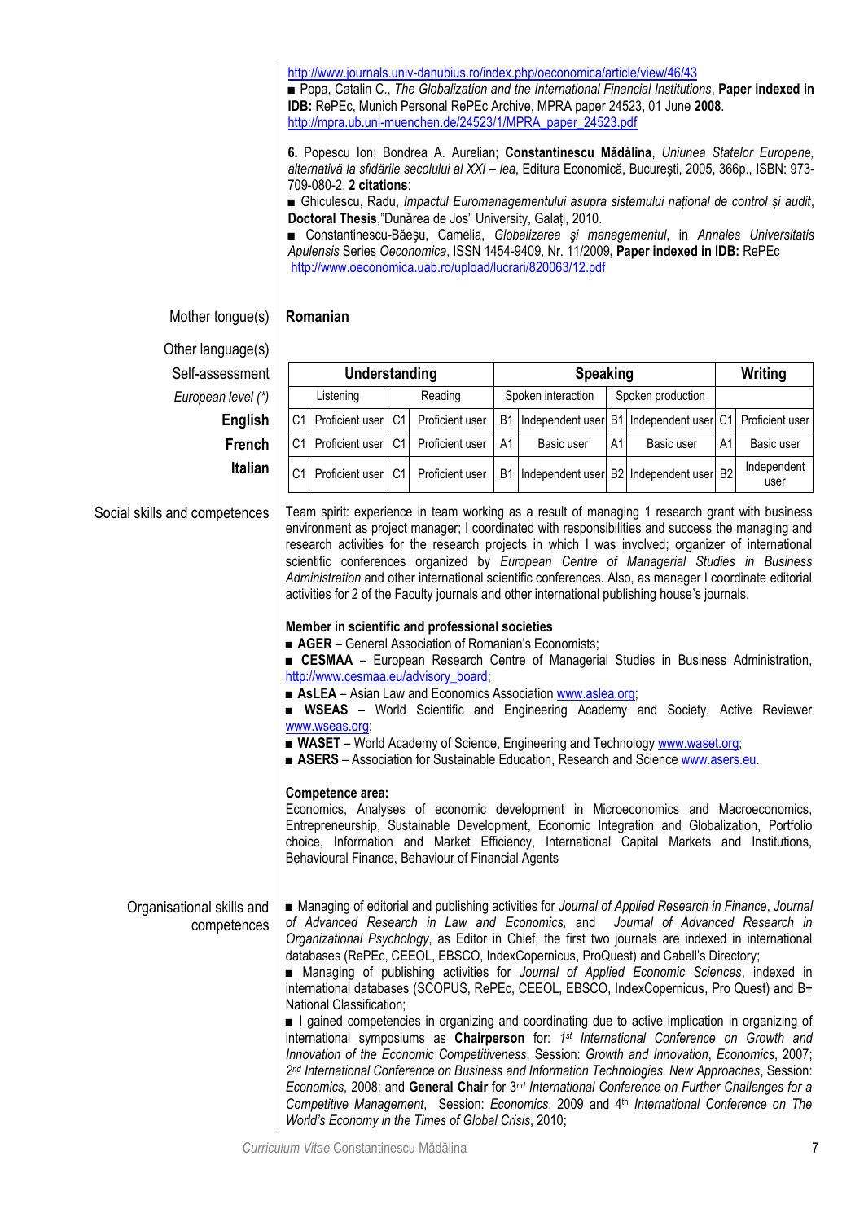http://www.journals.univ-danubius.ro/index.php/oeconomica/article/view/46/43

■ Popa, Catalin C., *The Globalization and the International Financial Institutions*, **Paper indexed in IDB:** RePEc, Munich Personal RePEc Archive, MPRA paper 24523, 01 June **2008**. http://mpra.ub.uni-muenchen.de/24523/1/MPRA_paper_24523.pdf

**6.** Popescu Ion; Bondrea A. Aurelian; **Constantinescu Mădălina**, *Uniunea Statelor Europene, alternativă la sfidările secolului al XXI – lea*, Editura Economică, Bucureşti, 2005, 366p., ISBN: 973-709-080-2, **2 citations**:

■ Ghiculescu, Radu, *Impactul Euromanagementului asupra sistemului național de control și audit*, **Doctoral Thesis**,"Dunărea de Jos" University, Galați, 2010.

■ Constantinescu-Băeşu, Camelia, *Globalizarea şi managementul*, in *Annales Universitatis Apulensis* Series *Oeconomica*, ISSN 1454-9409, Nr. 11/2009**, Paper indexed in IDB:** RePEc http://www.oeconomica.uab.ro/upload/lucrari/820063/12.pdf

**Mother tongue(s)** — **Romanian**

**Other language(s)**

**Self-assessment**

| *European level (\*)* | Understanding | | | | Speaking | | | | Writing | |
|---|---|---|---|---|---|---|---|---|---|---|
| | Listening | | Reading | | Spoken interaction | | Spoken production | | | |
| **English** | C1 | Proficient user | C1 | Proficient user | B1 | Independent user | B1 | Independent user | C1 | Proficient user |
| **French** | C1 | Proficient user | C1 | Proficient user | A1 | Basic user | A1 | Basic user | A1 | Basic user |
| **Italian** | C1 | Proficient user | C1 | Proficient user | B1 | Independent user | B2 | Independent user | B2 | Independent user |

**Social skills and competences**

Team spirit: experience in team working as a result of managing 1 research grant with business environment as project manager; I coordinated with responsibilities and success the managing and research activities for the research projects in which I was involved; organizer of international scientific conferences organized by *European Centre of Managerial Studies in Business Administration* and other international scientific conferences. Also, as manager I coordinate editorial activities for 2 of the Faculty journals and other international publishing house's journals.

**Member in scientific and professional societies**

■ **AGER** – General Association of Romanian's Economists;

■ **CESMAA** – European Research Centre of Managerial Studies in Business Administration, http://www.cesmaa.eu/advisory_board;

■ **AsLEA** – Asian Law and Economics Association www.aslea.org;

■ **WSEAS** – World Scientific and Engineering Academy and Society, Active Reviewer www.wseas.org;

■ **WASET** – World Academy of Science, Engineering and Technology www.waset.org;

■ **ASERS** – Association for Sustainable Education, Research and Science www.asers.eu.

**Competence area:**

Economics, Analyses of economic development in Microeconomics and Macroeconomics, Entrepreneurship, Sustainable Development, Economic Integration and Globalization, Portfolio choice, Information and Market Efficiency, International Capital Markets and Institutions, Behavioural Finance, Behaviour of Financial Agents

**Organisational skills and competences**

■ Managing of editorial and publishing activities for *Journal of Applied Research in Finance*, *Journal of Advanced Research in Law and Economics*, and *Journal of Advanced Research in Organizational Psychology*, as Editor in Chief, the first two journals are indexed in international databases (RePEc, CEEOL, EBSCO, IndexCopernicus, ProQuest) and Cabell's Directory;

■ Managing of publishing activities for *Journal of Applied Economic Sciences*, indexed in international databases (SCOPUS, RePEc, CEEOL, EBSCO, IndexCopernicus, Pro Quest) and B+ National Classification;

■ I gained competences in organizing and coordinating due to active implication in organizing of international symposiums as **Chairperson** for: *1st International Conference on Growth and Innovation of the Economic Competitiveness*, Session: *Growth and Innovation*, *Economics*, 2007; *2nd International Conference on Business and Information Technologies. New Approaches*, Session: *Economics*, 2008; and **General Chair** for *3rd International Conference on Further Challenges for a Competitive Management*, Session: *Economics*, 2009 and *4th International Conference on The World's Economy in the Times of Global Crisis*, 2010;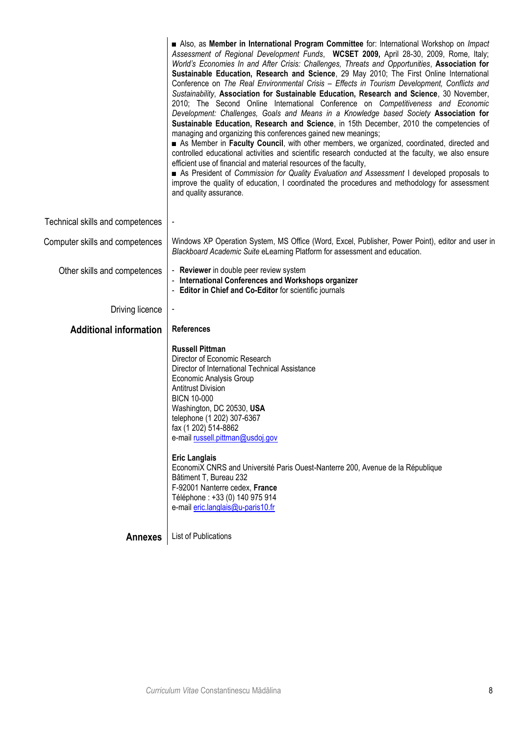■ Also, as **Member in International Program Committee** for: International Workshop on *Impact Assessment of Regional Development Funds*, **WCSET 2009,** April 28-30, 2009, Rome, Italy; *World's Economies In and After Crisis: Challenges, Threats and Opportunities*, **Association for Sustainable Education, Research and Science**, 29 May 2010; The First Online International Conference on *The Real Environmental Crisis – Effects in Tourism Development, Conflicts and Sustainability*, **Association for Sustainable Education, Research and Science**, 30 November, 2010; The Second Online International Conference on *Competitiveness and Economic Development: Challenges, Goals and Means in a Knowledge based Society* **Association for Sustainable Education, Research and Science**, in 15th December, 2010 the competencies of managing and organizing this conferences gained new meanings;

■ As Member in **Faculty Council**, with other members, we organized, coordinated, directed and controlled educational activities and scientific research conducted at the faculty, we also ensure efficient use of financial and material resources of the faculty,

■ As President of *Commission for Quality Evaluation and Assessment* I developed proposals to improve the quality of education, I coordinated the procedures and methodology for assessment and quality assurance.

| | |
|---|---|
| Technical skills and competences | - |
| Computer skills and competences | Windows XP Operation System, MS Office (Word, Excel, Publisher, Power Point), editor and user in *Blackboard Academic Suite* eLearning Platform for assessment and education. |
| Other skills and competences | - **Reviewer** in double peer review system<br>- **International Conferences and Workshops organizer**<br>- **Editor in Chief and Co-Editor** for scientific journals |
| Driving licence | - |

## Additional information

**References**

**Russell Pittman**
Director of Economic Research
Director of International Technical Assistance
Economic Analysis Group
Antitrust Division
BICN 10-000
Washington, DC 20530, **USA**
telephone (1 202) 307-6367
fax (1 202) 514-8862
e-mail russell.pittman@usdoj.gov

**Eric Langlais**
EconomiX CNRS and Université Paris Ouest-Nanterre 200, Avenue de la République
Bâtiment T, Bureau 232
F-92001 Nanterre cedex, **France**
Téléphone : +33 (0) 140 975 914
e-mail eric.langlais@u-paris10.fr

## Annexes

List of Publications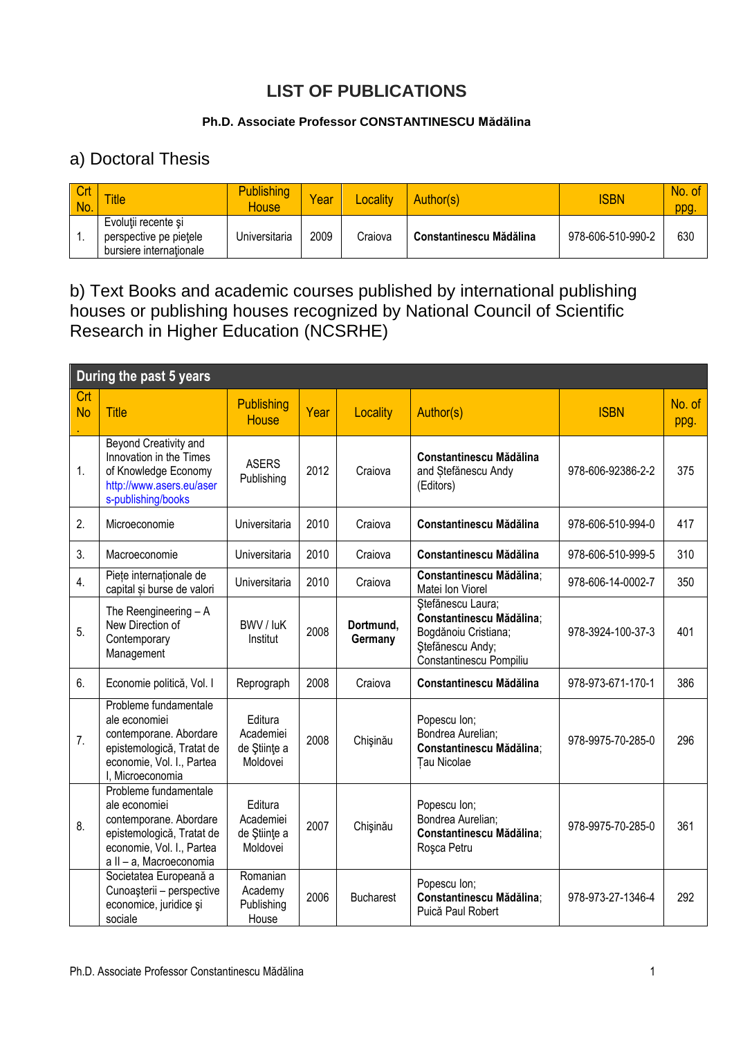# LIST OF PUBLICATIONS

**Ph.D. Associate Professor CONSTANTINESCU Mădălina**

## a) Doctoral Thesis

| Crt No. | Title | Publishing House | Year | Locality | Author(s) | ISBN | No. of ppg. |
|---|---|---|---|---|---|---|---|
| 1. | Evoluţii recente şi perspective pe pieţele bursiere internaţionale | Universitaria | 2009 | Craiova | **Constantinescu Mădălina** | 978-606-510-990-2 | 630 |

## b) Text Books and academic courses published by international publishing houses or publishing houses recognized by National Council of Scientific Research in Higher Education (NCSRHE)

**During the past 5 years**

| Crt No. | Title | Publishing House | Year | Locality | Author(s) | ISBN | No. of ppg. |
|---|---|---|---|---|---|---|---|
| 1. | Beyond Creativity and Innovation in the Times of Knowledge Economy http://www.asers.eu/asers-publishing/books | ASERS Publishing | 2012 | Craiova | **Constantinescu Mădălina** and Ştefănescu Andy (Editors) | 978-606-92386-2-2 | 375 |
| 2. | Microeconomie | Universitaria | 2010 | Craiova | **Constantinescu Mădălina** | 978-606-510-994-0 | 417 |
| 3. | Macroeconomie | Universitaria | 2010 | Craiova | **Constantinescu Mădălina** | 978-606-510-999-5 | 310 |
| 4. | Piețe internaționale de capital și burse de valori | Universitaria | 2010 | Craiova | **Constantinescu Mădălina**; Matei Ion Viorel | 978-606-14-0002-7 | 350 |
| 5. | The Reengineering – A New Direction of Contemporary Management | BWV / IuK Institut | 2008 | **Dortmund, Germany** | Ştefănescu Laura; **Constantinescu Mădălina**; Bogdănoiu Cristiana; Ştefănescu Andy; Constantinescu Pompiliu | 978-3924-100-37-3 | 401 |
| 6. | Economie politică, Vol. I | Reprograph | 2008 | Craiova | **Constantinescu Mădălina** | 978-973-671-170-1 | 386 |
| 7. | Probleme fundamentale ale economiei contemporane. Abordare epistemologică, Tratat de economie, Vol. I., Partea I, Microeconomia | Editura Academiei de Ştiinţe a Moldovei | 2008 | Chişinău | Popescu Ion; Bondrea Aurelian; **Constantinescu Mădălina**; Țau Nicolae | 978-9975-70-285-0 | 296 |
| 8. | Probleme fundamentale ale economiei contemporane. Abordare epistemologică, Tratat de economie, Vol. I., Partea a II – a, Macroeconomia | Editura Academiei de Ştiinţe a Moldovei | 2007 | Chişinău | Popescu Ion; Bondrea Aurelian; **Constantinescu Mădălina**; Roşca Petru | 978-9975-70-285-0 | 361 |
| | Societatea Europeană a Cunoaşterii – perspective economice, juridice şi sociale | Romanian Academy Publishing House | 2006 | Bucharest | Popescu Ion; **Constantinescu Mădălina**; Puică Paul Robert | 978-973-27-1346-4 | 292 |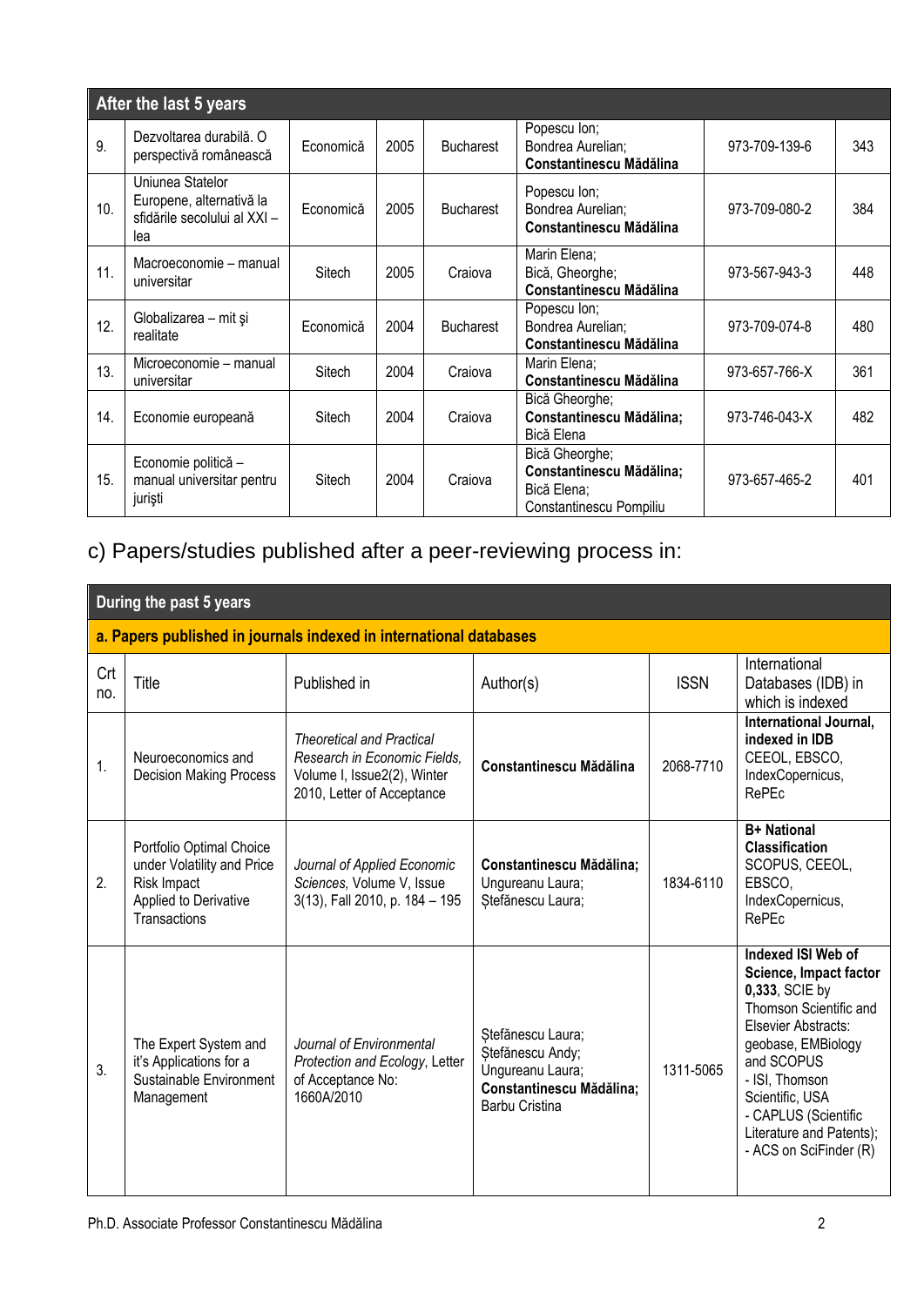| After the last 5 years | | | | | | | |
|---|---|---|---|---|---|---|---|
| 9. | Dezvoltarea durabilă. O perspectivă românească | Economică | 2005 | Bucharest | Popescu Ion; Bondrea Aurelian; **Constantinescu Mădălina** | 973-709-139-6 | 343 |
| 10. | Uniunea Statelor Europene, alternativă la sfidările secolului al XXI – lea | Economică | 2005 | Bucharest | Popescu Ion; Bondrea Aurelian; **Constantinescu Mădălina** | 973-709-080-2 | 384 |
| 11. | Macroeconomie – manual universitar | Sitech | 2005 | Craiova | Marin Elena; Bică, Gheorghe; **Constantinescu Mădălina** | 973-567-943-3 | 448 |
| 12. | Globalizarea – mit şi realitate | Economică | 2004 | Bucharest | Popescu Ion; Bondrea Aurelian; **Constantinescu Mădălina** | 973-709-074-8 | 480 |
| 13. | Microeconomie – manual universitar | Sitech | 2004 | Craiova | Marin Elena; **Constantinescu Mădălina** | 973-657-766-X | 361 |
| 14. | Economie europeană | Sitech | 2004 | Craiova | Bică Gheorghe; **Constantinescu Mădălina;** Bică Elena | 973-746-043-X | 482 |
| 15. | Economie politică – manual universitar pentru jurişti | Sitech | 2004 | Craiova | Bică Gheorghe; **Constantinescu Mădălina;** Bică Elena; Constantinescu Pompiliu | 973-657-465-2 | 401 |

## c) Papers/studies published after a peer-reviewing process in:

| During the past 5 years | | | | | |
|---|---|---|---|---|---|
| **a. Papers published in journals indexed in international databases** | | | | | |
| Crt no. | Title | Published in | Author(s) | ISSN | International Databases (IDB) in which is indexed |
| 1. | Neuroeconomics and Decision Making Process | *Theoretical and Practical Research in Economic Fields,* Volume I, Issue2(2), Winter 2010, Letter of Acceptance | **Constantinescu Mădălina** | 2068-7710 | **International Journal, indexed in IDB** CEEOL, EBSCO, IndexCopernicus, RePEc |
| 2. | Portfolio Optimal Choice under Volatility and Price Risk Impact Applied to Derivative Transactions | *Journal of Applied Economic Sciences,* Volume V, Issue 3(13), Fall 2010, p. 184 – 195 | **Constantinescu Mădălina;** Ungureanu Laura; Ştefănescu Laura; | 1834-6110 | **B+ National Classification** SCOPUS, CEEOL, EBSCO, IndexCopernicus, RePEc |
| 3. | The Expert System and it's Applications for a Sustainable Environment Management | *Journal of Environmental Protection and Ecology*, Letter of Acceptance No: 1660A/2010 | Ştefănescu Laura; Ştefănescu Andy; Ungureanu Laura; **Constantinescu Mădălina;** Barbu Cristina | 1311-5065 | **Indexed ISI Web of Science, Impact factor 0,333**, SCIE by Thomson Scientific and Elsevier Abstracts: geobase, EMBiology and SCOPUS - ISI, Thomson Scientific, USA - CAPLUS (Scientific Literature and Patents); - ACS on SciFinder (R) |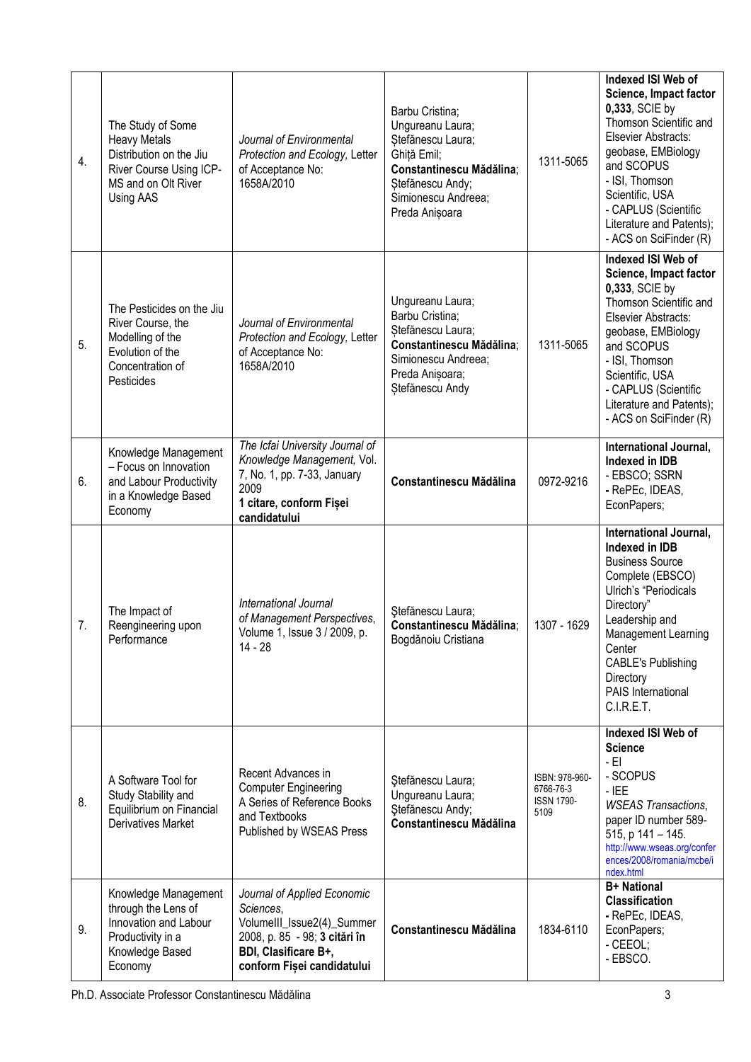| | | | | | |
|---|---|---|---|---|---|
| 4. | The Study of Some Heavy Metals Distribution on the Jiu River Course Using ICP-MS and on Olt River Using AAS | *Journal of Environmental Protection and Ecology*, Letter of Acceptance No: 1658A/2010 | Barbu Cristina; Ungureanu Laura; Ștefănescu Laura; Ghiță Emil; **Constantinescu Mădălina**; Ștefănescu Andy; Simionescu Andreea; Preda Anișoara | 1311-5065 | **Indexed ISI Web of Science, Impact factor 0,333**, SCIE by Thomson Scientific and Elsevier Abstracts: geobase, EMBiology and SCOPUS<br>- ISI, Thomson Scientific, USA<br>- CAPLUS (Scientific Literature and Patents);<br>- ACS on SciFinder (R) |
| 5. | The Pesticides on the Jiu River Course, the Modelling of the Evolution of the Concentration of Pesticides | *Journal of Environmental Protection and Ecology*, Letter of Acceptance No: 1658A/2010 | Ungureanu Laura; Barbu Cristina; Ștefănescu Laura; **Constantinescu Mădălina**; Simionescu Andreea; Preda Anișoara; Ștefănescu Andy | 1311-5065 | **Indexed ISI Web of Science, Impact factor 0,333**, SCIE by Thomson Scientific and Elsevier Abstracts: geobase, EMBiology and SCOPUS<br>- ISI, Thomson Scientific, USA<br>- CAPLUS (Scientific Literature and Patents);<br>- ACS on SciFinder (R) |
| 6. | Knowledge Management – Focus on Innovation and Labour Productivity in a Knowledge Based Economy | *The Icfai University Journal of Knowledge Management*, Vol. 7, No. 1, pp. 7-33, January 2009<br>**1 citare, conform Fișei candidatului** | **Constantinescu Mădălina** | 0972-9216 | **International Journal, Indexed in IDB**<br>- EBSCO; SSRN<br>**-** RePEc, IDEAS, EconPapers; |
| 7. | The Impact of Reengineering upon Performance | *International Journal of Management Perspectives*, Volume 1, Issue 3 / 2009, p. 14 - 28 | Ștefănescu Laura; **Constantinescu Mădălina**; Bogdănoiu Cristiana | 1307 - 1629 | **International Journal, Indexed in IDB**<br>Business Source Complete (EBSCO)<br>Ulrich's "Periodicals Directory"<br>Leadership and Management Learning Center<br>CABLE's Publishing Directory<br>PAIS International<br>C.I.R.E.T. |
| 8. | A Software Tool for Study Stability and Equilibrium on Financial Derivatives Market | Recent Advances in Computer Engineering<br>A Series of Reference Books and Textbooks<br>Published by WSEAS Press | Ștefănescu Laura; Ungureanu Laura; Ștefănescu Andy; **Constantinescu Mădălina** | ISBN: 978-960-6766-76-3<br>ISSN 1790-5109 | **Indexed ISI Web of Science**<br>- EI<br>- SCOPUS<br>- IEE<br>*WSEAS Transactions*, paper ID number 589-515, p 141 – 145.<br>http://www.wseas.org/conferences/2008/romania/mcbe/index.html |
| 9. | Knowledge Management through the Lens of Innovation and Labour Productivity in a Knowledge Based Economy | *Journal of Applied Economic Sciences*, VolumeIII_Issue2(4)_Summer 2008, p. 85 - 98; **3 citări în BDI, Clasificare B+, conform Fișei candidatului** | **Constantinescu Mădălina** | 1834-6110 | **B+ National Classification**<br>**-** RePEc, IDEAS, EconPapers;<br>- CEEOL;<br>- EBSCO. |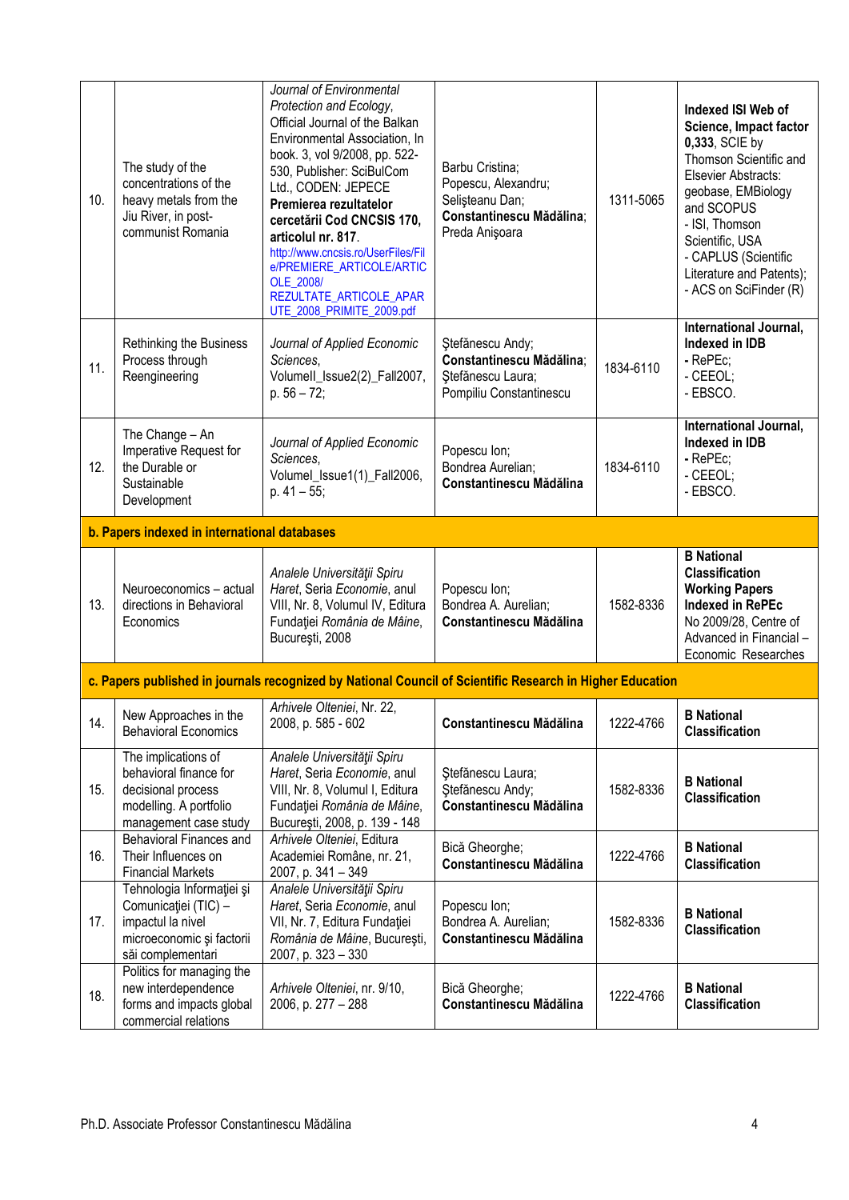| | | | | | |
|---|---|---|---|---|---|
| 10. | The study of the concentrations of the heavy metals from the Jiu River, in post-communist Romania | *Journal of Environmental Protection and Ecology*, Official Journal of the Balkan Environmental Association, In book. 3, vol 9/2008, pp. 522-530, Publisher: SciBulCom Ltd., CODEN: JEPECE **Premierea rezultatelor cercetării Cod CNCSIS 170, articolul nr. 817**. http://www.cncsis.ro/UserFiles/File/PREMIERE_ARTICOLE/ARTICOLE_2008/ REZULTATE_ARTICOLE_APARUTE_2008_PRIMITE_2009.pdf | Barbu Cristina; Popescu, Alexandru; Selişteanu Dan; **Constantinescu Mădălina**; Preda Anişoara | 1311-5065 | **Indexed ISI Web of Science, Impact factor 0,333**, SCIE by Thomson Scientific and Elsevier Abstracts: geobase, EMBiology and SCOPUS - ISI, Thomson Scientific, USA - CAPLUS (Scientific Literature and Patents); - ACS on SciFinder (R) |
| 11. | Rethinking the Business Process through Reengineering | *Journal of Applied Economic Sciences*, VolumeII_Issue2(2)_Fall2007, p. 56 – 72; | Ştefănescu Andy; **Constantinescu Mădălina**; Ştefănescu Laura; Pompiliu Constantinescu | 1834-6110 | **International Journal, Indexed in IDB** - RePEc; - CEEOL; - EBSCO. |
| 12. | The Change – An Imperative Request for the Durable or Sustainable Development | *Journal of Applied Economic Sciences*, VolumeI_Issue1(1)_Fall2006, p. 41 – 55; | Popescu Ion; Bondrea Aurelian; **Constantinescu Mădălina** | 1834-6110 | **International Journal, Indexed in IDB** - RePEc; - CEEOL; - EBSCO. |
| **b. Papers indexed in international databases** | | | | | |
| 13. | Neuroeconomics – actual directions in Behavioral Economics | *Analele Universităţii Spiru Haret*, Seria Economie, anul VIII, Nr. 8, Volumul IV, Editura Fundaţiei România de Mâine, Bucureşti, 2008 | Popescu Ion; Bondrea A. Aurelian; **Constantinescu Mădălina** | 1582-8336 | **B National Classification Working Papers Indexed in RePEc** No 2009/28, Centre of Advanced in Financial – Economic Researches |
| **c. Papers published in journals recognized by National Council of Scientific Research in Higher Education** | | | | | |
| 14. | New Approaches in the Behavioral Economics | *Arhivele Olteniei*, Nr. 22, 2008, p. 585 - 602 | **Constantinescu Mădălina** | 1222-4766 | **B National Classification** |
| 15. | The implications of behavioral finance for decisional process modelling. A portfolio management case study | *Analele Universităţii Spiru Haret*, Seria Economie, anul VIII, Nr. 8, Volumul I, Editura Fundaţiei România de Mâine, Bucureşti, 2008, p. 139 - 148 | Ştefănescu Laura; Ştefănescu Andy; **Constantinescu Mădălina** | 1582-8336 | **B National Classification** |
| 16. | Behavioral Finances and Their Influences on Financial Markets | *Arhivele Olteniei*, Editura Academiei Române, nr. 21, 2007, p. 341 – 349 | Bică Gheorghe; **Constantinescu Mădălina** | 1222-4766 | **B National Classification** |
| 17. | Tehnologia Informaţiei şi Comunicaţiei (TIC) – impactul la nivel microeconomic şi factorii săi complementari | *Analele Universităţii Spiru Haret*, Seria Economie, anul VII, Nr. 7, Editura Fundaţiei România de Mâine, Bucureşti, 2007, p. 323 – 330 | Popescu Ion; Bondrea A. Aurelian; **Constantinescu Mădălina** | 1582-8336 | **B National Classification** |
| 18. | Politics for managing the new interdependence forms and impacts global commercial relations | *Arhivele Olteniei*, nr. 9/10, 2006, p. 277 – 288 | Bică Gheorghe; **Constantinescu Mădălina** | 1222-4766 | **B National Classification** |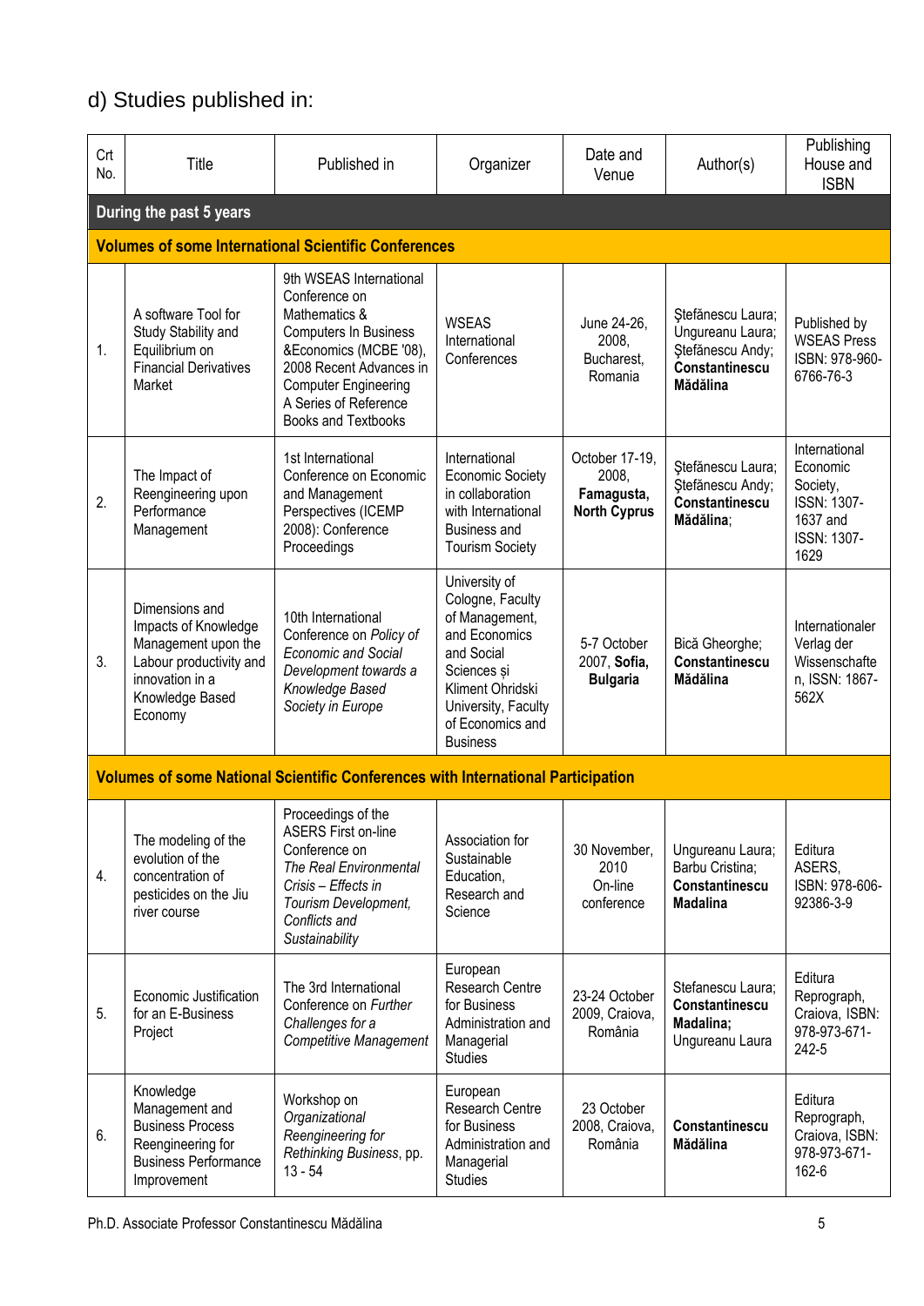## d) Studies published in:

| Crt No. | Title | Published in | Organizer | Date and Venue | Author(s) | Publishing House and ISBN |
|---|---|---|---|---|---|---|
| **During the past 5 years** | | | | | | |
| **Volumes of some International Scientific Conferences** | | | | | | |
| 1. | A software Tool for Study Stability and Equilibrium on Financial Derivatives Market | 9th WSEAS International Conference on Mathematics & Computers In Business &Economics (MCBE '08), 2008 Recent Advances in Computer Engineering A Series of Reference Books and Textbooks | WSEAS International Conferences | June 24-26, 2008, Bucharest, Romania | Ştefănescu Laura; Ungureanu Laura; Ştefănescu Andy; **Constantinescu Mădălina** | Published by WSEAS Press ISBN: 978-960-6766-76-3 |
| 2. | The Impact of Reengineering upon Performance Management | 1st International Conference on Economic and Management Perspectives (ICEMP 2008): Conference Proceedings | International Economic Society in collaboration with International Business and Tourism Society | October 17-19, 2008, **Famagusta, North Cyprus** | Ştefănescu Laura; Ştefănescu Andy; **Constantinescu Mădălina**; | International Economic Society, ISSN: 1307-1637 and ISSN: 1307-1629 |
| 3. | Dimensions and Impacts of Knowledge Management upon the Labour productivity and innovation in a Knowledge Based Economy | 10th International Conference on *Policy of Economic and Social Development towards a Knowledge Based Society in Europe* | University of Cologne, Faculty of Management, and Economics and Social Sciences și Kliment Ohridski University, Faculty of Economics and Business | 5-7 October 2007, **Sofia, Bulgaria** | Bică Gheorghe; **Constantinescu Mădălina** | Internationaler Verlag der Wissenschaften, ISSN: 1867-562X |
| **Volumes of some National Scientific Conferences with International Participation** | | | | | | |
| 4. | The modeling of the evolution of the concentration of pesticides on the Jiu river course | Proceedings of the ASERS First on-line Conference on *The Real Environmental Crisis – Effects in Tourism Development, Conflicts and Sustainability* | Association for Sustainable Education, Research and Science | 30 November, 2010 On-line conference | Ungureanu Laura; Barbu Cristina; **Constantinescu Madalina** | Editura ASERS, ISBN: 978-606-92386-3-9 |
| 5. | Economic Justification for an E-Business Project | The 3rd International Conference on *Further Challenges for a Competitive Management* | European Research Centre for Business Administration and Managerial Studies | 23-24 October 2009, Craiova, România | Stefanescu Laura; **Constantinescu Madalina;** Ungureanu Laura | Editura Reprograph, Craiova, ISBN: 978-973-671-242-5 |
| 6. | Knowledge Management and Business Process Reengineering for Business Performance Improvement | Workshop on *Organizational Reengineering for Rethinking Business*, pp. 13 - 54 | European Research Centre for Business Administration and Managerial Studies | 23 October 2008, Craiova, România | **Constantinescu Mădălina** | Editura Reprograph, Craiova, ISBN: 978-973-671-162-6 |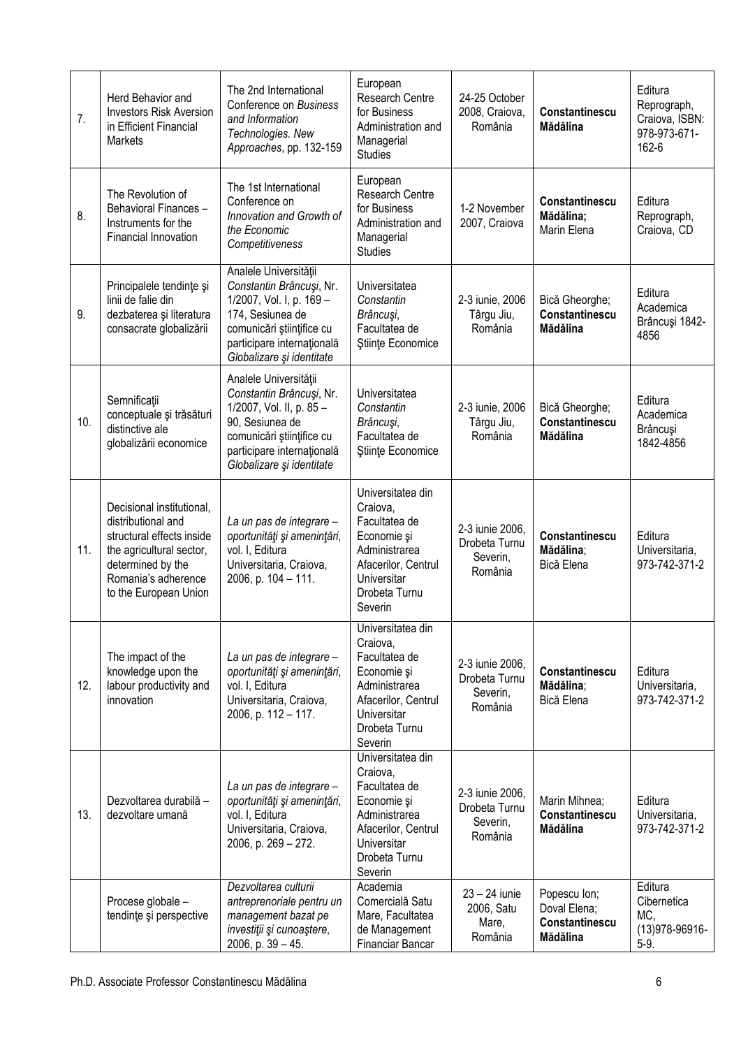| | | | | | | |
|---|---|---|---|---|---|---|
| 7. | Herd Behavior and Investors Risk Aversion in Efficient Financial Markets | The 2nd International Conference on *Business and Information Technologies. New Approaches*, pp. 132-159 | European Research Centre for Business Administration and Managerial Studies | 24-25 October 2008, Craiova, România | **Constantinescu Mădălina** | Editura Reprograph, Craiova, ISBN: 978-973-671-162-6 |
| 8. | The Revolution of Behavioral Finances – Instruments for the Financial Innovation | The 1st International Conference on *Innovation and Growth of the Economic Competitiveness* | European Research Centre for Business Administration and Managerial Studies | 1-2 November 2007, Craiova | **Constantinescu Mădălina;** Marin Elena | Editura Reprograph, Craiova, CD |
| 9. | Principalele tendinţe şi linii de falie din dezbaterea şi literatura consacrate globalizării | Analele Universităţii *Constantin Brâncuşi*, Nr. 1/2007, Vol. I, p. 169 – 174, Sesiunea de comunicări ştiinţifice cu participare internaţională *Globalizare şi identitate* | Universitatea *Constantin Brâncuşi*, Facultatea de Ştiinţe Economice | 2-3 iunie, 2006 Târgu Jiu, România | Bică Gheorghe; **Constantinescu Mădălina** | Editura Academica Brâncuşi 1842-4856 |
| 10. | Semnificaţii conceptuale şi trăsături distinctive ale globalizării economice | Analele Universităţii *Constantin Brâncuşi*, Nr. 1/2007, Vol. II, p. 85 – 90, Sesiunea de comunicări ştiinţifice cu participare internaţională *Globalizare şi identitate* | Universitatea *Constantin Brâncuşi*, Facultatea de Ştiinţe Economice | 2-3 iunie, 2006 Târgu Jiu, România | Bică Gheorghe; **Constantinescu Mădălina** | Editura Academica Brâncuşi 1842-4856 |
| 11. | Decisional institutional, distributional and structural effects inside the agricultural sector, determined by the Romania's adherence to the European Union | *La un pas de integrare – oportunităţi şi ameninţări*, vol. I, Editura Universitaria, Craiova, 2006, p. 104 – 111. | Universitatea din Craiova, Facultatea de Economie şi Administrarea Afacerilor, Centrul Universitar Drobeta Turnu Severin | 2-3 iunie 2006, Drobeta Turnu Severin, România | **Constantinescu Mădălina**; Bică Elena | Editura Universitaria, 973-742-371-2 |
| 12. | The impact of the knowledge upon the labour productivity and innovation | *La un pas de integrare – oportunităţi şi ameninţări*, vol. I, Editura Universitaria, Craiova, 2006, p. 112 – 117. | Universitatea din Craiova, Facultatea de Economie şi Administrarea Afacerilor, Centrul Universitar Drobeta Turnu Severin | 2-3 iunie 2006, Drobeta Turnu Severin, România | **Constantinescu Mădălina**; Bică Elena | Editura Universitaria, 973-742-371-2 |
| 13. | Dezvoltarea durabilă – dezvoltare umană | *La un pas de integrare – oportunităţi şi ameninţări*, vol. I, Editura Universitaria, Craiova, 2006, p. 269 – 272. | Universitatea din Craiova, Facultatea de Economie şi Administrarea Afacerilor, Centrul Universitar Drobeta Turnu Severin | 2-3 iunie 2006, Drobeta Turnu Severin, România | Marin Mihnea; **Constantinescu Mădălina** | Editura Universitaria, 973-742-371-2 |
| | Procese globale – tendinţe şi perspective | *Dezvoltarea culturii antreprenoriale pentru un management bazat pe investiţii şi cunoaştere*, 2006, p. 39 – 45. | Academia Comercială Satu Mare, Facultatea de Management Financiar Bancar | 23 – 24 iunie 2006, Satu Mare, România | Popescu Ion; Doval Elena; **Constantinescu Mădălina** | Editura Cibernetica MC, (13)978-96916-5-9. |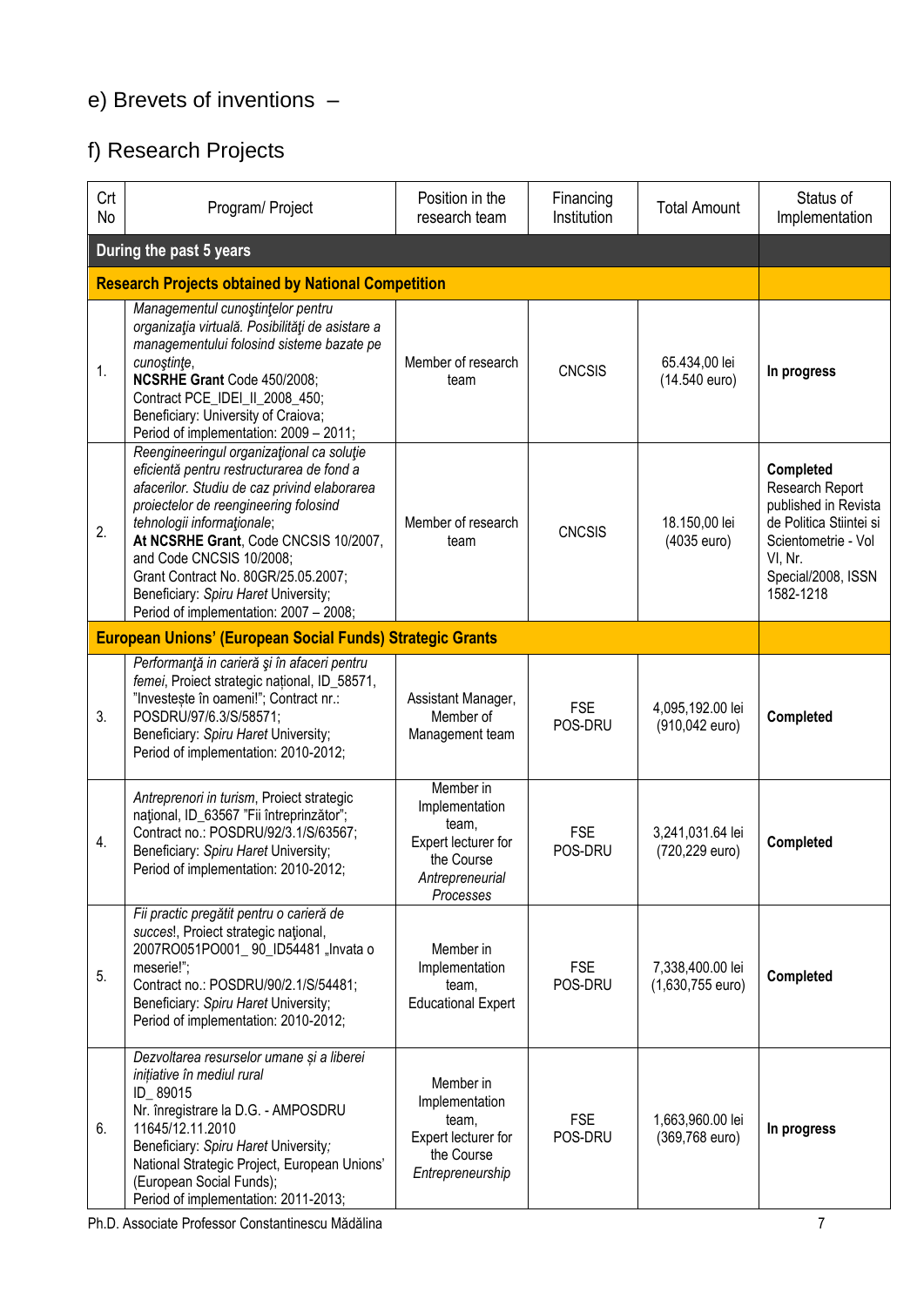## e) Brevets of inventions –

## f) Research Projects

| Crt No | Program/ Project | Position in the research team | Financing Institution | Total Amount | Status of Implementation |
|---|---|---|---|---|---|
| **During the past 5 years** | | | | | |
| **Research Projects obtained by National Competition** | | | | | |
| 1. | *Managementul cunoştinţelor pentru organizaţia virtuală. Posibilităţi de asistare a managementului folosind sisteme bazate pe cunoştinţe*, **NCSRHE Grant** Code 450/2008; Contract PCE_IDEI_II_2008_450; Beneficiary: University of Craiova; Period of implementation: 2009 – 2011; | Member of research team | CNCSIS | 65.434,00 lei (14.540 euro) | **In progress** |
| 2. | *Reengineeringul organizaţional ca soluţie eficientă pentru restructurarea de fond a afacerilor. Studiu de caz privind elaborarea proiectelor de reengineering folosind tehnologii informaţionale*; **At NCSRHE Grant**, Code CNCSIS 10/2007, and Code CNCSIS 10/2008; Grant Contract No. 80GR/25.05.2007; Beneficiary: *Spiru Haret* University; Period of implementation: 2007 – 2008; | Member of research team | CNCSIS | 18.150,00 lei (4035 euro) | **Completed** Research Report published in Revista de Politica Stiintei si Scientometrie - Vol VI, Nr. Special/2008, ISSN 1582-1218 |
| **European Unions' (European Social Funds) Strategic Grants** | | | | | |
| 3. | *Performanţă în carieră şi în afaceri pentru femei*, Proiect strategic național, ID_58571, "Investește în oameni!"; Contract nr.: POSDRU/97/6.3/S/58571; Beneficiary: *Spiru Haret* University; Period of implementation: 2010-2012; | Assistant Manager, Member of Management team | FSE POS-DRU | 4,095,192.00 lei (910,042 euro) | **Completed** |
| 4. | *Antreprenori in turism*, Proiect strategic național, ID_63567 "Fii întreprinzător"; Contract no.: POSDRU/92/3.1/S/63567; Beneficiary: *Spiru Haret* University; Period of implementation: 2010-2012; | Member in Implementation team, Expert lecturer for the Course *Antrepreneurial Processes* | FSE POS-DRU | 3,241,031.64 lei (720,229 euro) | **Completed** |
| 5. | *Fii practic pregătit pentru o carieră de succes!*, Proiect strategic național, 2007RO051PO001_ 90_ID54481 „Invata o meserie!"; Contract no.: POSDRU/90/2.1/S/54481; Beneficiary: *Spiru Haret* University; Period of implementation: 2010-2012; | Member in Implementation team, Educational Expert | FSE POS-DRU | 7,338,400.00 lei (1,630,755 euro) | **Completed** |
| 6. | *Dezvoltarea resurselor umane și a liberei inițiative în mediul rural* ID_ 89015 Nr. înregistrare la D.G. - AMPOSDRU 11645/12.11.2010 Beneficiary: *Spiru Haret* University; National Strategic Project, European Unions' (European Social Funds); Period of implementation: 2011-2013; | Member in Implementation team, Expert lecturer for the Course *Entrepreneurship* | FSE POS-DRU | 1,663,960.00 lei (369,768 euro) | **In progress** |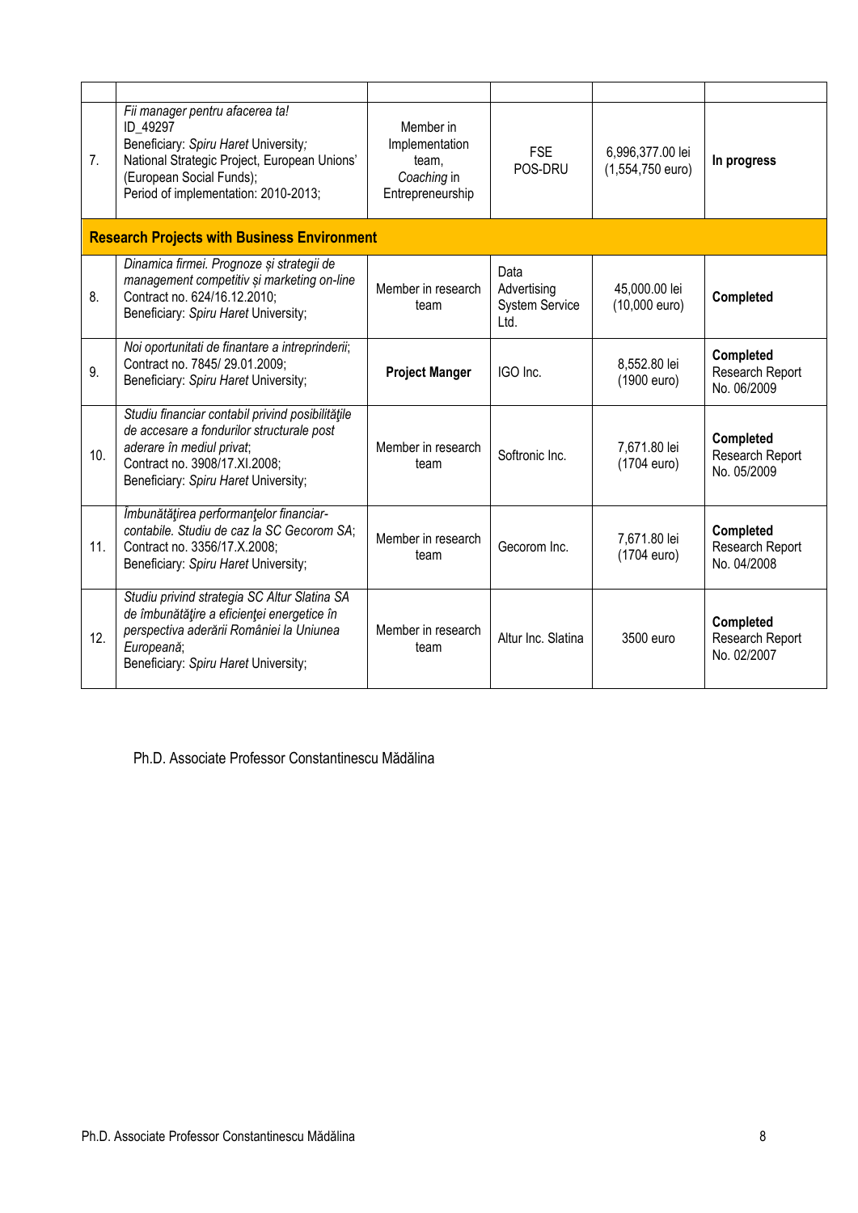| | | | | | |
|---|---|---|---|---|---|
| 7. | *Fii manager pentru afacerea ta!*<br>ID_49297<br>Beneficiary: *Spiru Haret* University*;*<br>National Strategic Project, European Unions' (European Social Funds);<br>Period of implementation: 2010-2013; | Member in Implementation team, *Coaching* in Entrepreneurship | FSE POS-DRU | 6,996,377.00 lei (1,554,750 euro) | **In progress** |
| **Research Projects with Business Environment** | | | | | |
| 8. | *Dinamica firmei. Prognoze și strategii de management competitiv și marketing on-line*<br>Contract no. 624/16.12.2010;<br>Beneficiary: *Spiru Haret* University; | Member in research team | Data Advertising System Service Ltd. | 45,000.00 lei (10,000 euro) | **Completed** |
| 9. | *Noi oportunitati de finantare a intreprinderii*;<br>Contract no. 7845/ 29.01.2009;<br>Beneficiary: *Spiru Haret* University; | **Project Manger** | IGO Inc. | 8,552.80 lei (1900 euro) | **Completed**<br>Research Report No. 06/2009 |
| 10. | *Studiu financiar contabil privind posibilităţile de accesare a fondurilor structurale post aderare în mediul privat*;<br>Contract no. 3908/17.XI.2008;<br>Beneficiary: *Spiru Haret* University; | Member in research team | Softronic Inc. | 7,671.80 lei (1704 euro) | **Completed**<br>Research Report No. 05/2009 |
| 11. | *Îmbunătăţirea performanţelor financiar-contabile. Studiu de caz la SC Gecorom SA*;<br>Contract no. 3356/17.X.2008;<br>Beneficiary: *Spiru Haret* University; | Member in research team | Gecorom Inc. | 7,671.80 lei (1704 euro) | **Completed**<br>Research Report No. 04/2008 |
| 12. | *Studiu privind strategia SC Altur Slatina SA de îmbunătăţire a eficienţei energetice în perspectiva aderării României la Uniunea Europeană*;<br>Beneficiary: *Spiru Haret* University; | Member in research team | Altur Inc. Slatina | 3500 euro | **Completed**<br>Research Report No. 02/2007 |

Ph.D. Associate Professor Constantinescu Mădălina